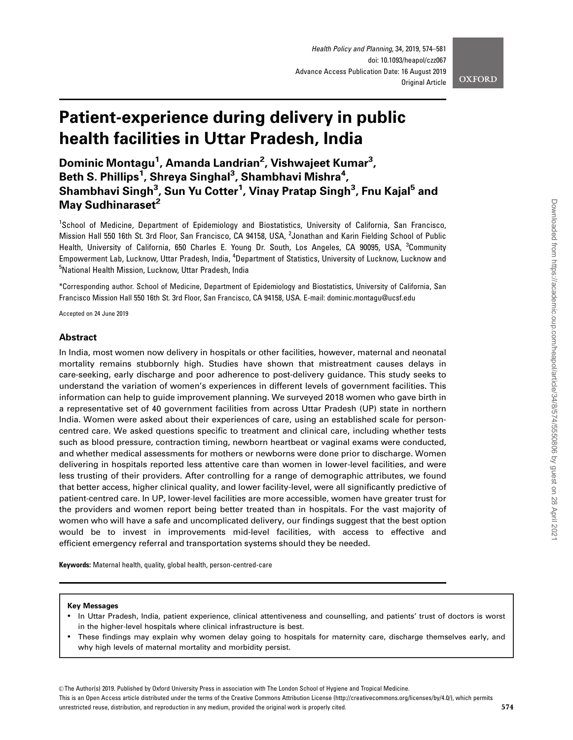# Patient-experience during delivery in public health facilities in Uttar Pradesh, India

**Dominic Montagu[1], Amanda Landrian[2], Vishwajeet Kumar[3], Beth S. Phillips[1], Shreya Singhal[3], Shambhavi Mishra[4], Shambhavi Singh[3], Sun Yu Cotter[1], Vinay Pratap Singh[3], Fnu Kajal[5] and May Sudhinaraset[2]**

[1]School of Medicine, Department of Epidemiology and Biostatistics, University of California, San Francisco, Mission Hall 550 16th St. 3rd Floor, San Francisco, CA 94158, USA, [2]Jonathan and Karin Fielding School of Public Health, University of California, 650 Charles E. Young Dr. South, Los Angeles, CA 90095, USA, [3]Community Empowerment Lab, Lucknow, Uttar Pradesh, India, [4]Department of Statistics, University of Lucknow, Lucknow and [5]National Health Mission, Lucknow, Uttar Pradesh, India

*Corresponding author. School of Medicine, Department of Epidemiology and Biostatistics, University of California, San Francisco Mission Hall 550 16th St. 3rd Floor, San Francisco, CA 94158, USA. E-mail: dominic.montagu@ucsf.edu

Accepted on 24 June 2019

## Abstract

In India, most women now delivery in hospitals or other facilities, however, maternal and neonatal mortality remains stubbornly high. Studies have shown that mistreatment causes delays in care-seeking, early discharge and poor adherence to post-delivery guidance. This study seeks to understand the variation of women's experiences in different levels of government facilities. This information can help to guide improvement planning. We surveyed 2018 women who gave birth in a representative set of 40 government facilities from across Uttar Pradesh (UP) state in northern India. Women were asked about their experiences of care, using an established scale for person-centred care. We asked questions specific to treatment and clinical care, including whether tests such as blood pressure, contraction timing, newborn heartbeat or vaginal exams were conducted, and whether medical assessments for mothers or newborns were done prior to discharge. Women delivering in hospitals reported less attentive care than women in lower-level facilities, and were less trusting of their providers. After controlling for a range of demographic attributes, we found that better access, higher clinical quality, and lower facility-level, were all significantly predictive of patient-centred care. In UP, lower-level facilities are more accessible, women have greater trust for the providers and women report being better treated than in hospitals. For the vast majority of women who will have a safe and uncomplicated delivery, our findings suggest that the best option would be to invest in improvements mid-level facilities, with access to effective and efficient emergency referral and transportation systems should they be needed.

**Keywords:** Maternal health, quality, global health, person-centred-care

**Key Messages**

- In Uttar Pradesh, India, patient experience, clinical attentiveness and counselling, and patients' trust of doctors is worst in the higher-level hospitals where clinical infrastructure is best.
- These findings may explain why women delay going to hospitals for maternity care, discharge themselves early, and why high levels of maternal mortality and morbidity persist.

© The Author(s) 2019. Published by Oxford University Press in association with The London School of Hygiene and Tropical Medicine.
This is an Open Access article distributed under the terms of the Creative Commons Attribution License (http://creativecommons.org/licenses/by/4.0/), which permits unrestricted reuse, distribution, and reproduction in any medium, provided the original work is properly cited.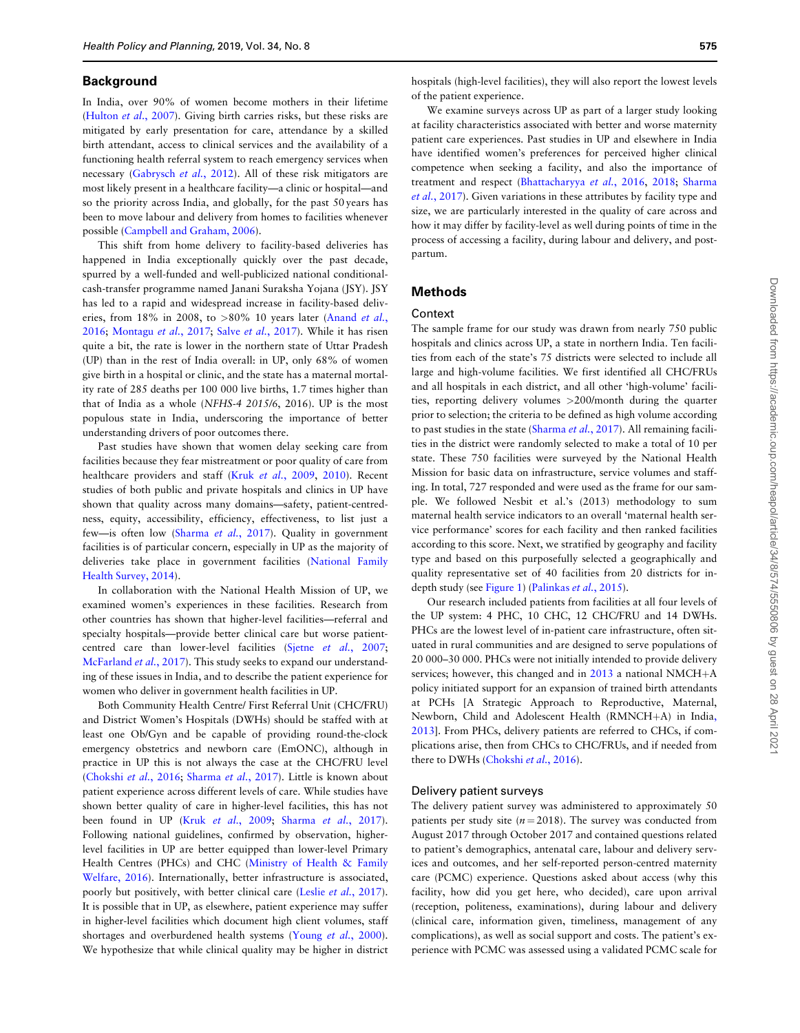## Background

In India, over 90% of women become mothers in their lifetime (Hulton *et al.*, 2007). Giving birth carries risks, but these risks are mitigated by early presentation for care, attendance by a skilled birth attendant, access to clinical services and the availability of a functioning health referral system to reach emergency services when necessary (Gabrysch *et al.*, 2012). All of these risk mitigators are most likely present in a healthcare facility—a clinic or hospital—and so the priority across India, and globally, for the past 50 years has been to move labour and delivery from homes to facilities whenever possible (Campbell and Graham, 2006).

This shift from home delivery to facility-based deliveries has happened in India exceptionally quickly over the past decade, spurred by a well-funded and well-publicized national conditional-cash-transfer programme named Janani Suraksha Yojana (JSY). JSY has led to a rapid and widespread increase in facility-based deliveries, from 18% in 2008, to >80% 10 years later (Anand *et al.*, 2016; Montagu *et al.*, 2017; Salve *et al.*, 2017). While it has risen quite a bit, the rate is lower in the northern state of Uttar Pradesh (UP) than in the rest of India overall: in UP, only 68% of women give birth in a hospital or clinic, and the state has a maternal mortality rate of 285 deaths per 100 000 live births, 1.7 times higher than that of India as a whole (*NFHS-4 2015/6*, 2016). UP is the most populous state in India, underscoring the importance of better understanding drivers of poor outcomes there.

Past studies have shown that women delay seeking care from facilities because they fear mistreatment or poor quality of care from healthcare providers and staff (Kruk *et al.*, 2009, 2010). Recent studies of both public and private hospitals and clinics in UP have shown that quality across many domains—safety, patient-centredness, equity, accessibility, efficiency, effectiveness, to list just a few—is often low (Sharma *et al.*, 2017). Quality in government facilities is of particular concern, especially in UP as the majority of deliveries take place in government facilities (National Family Health Survey, 2014).

In collaboration with the National Health Mission of UP, we examined women's experiences in these facilities. Research from other countries has shown that higher-level facilities—referral and specialty hospitals—provide better clinical care but worse patient-centred care than lower-level facilities (Sjetne *et al.*, 2007; McFarland *et al.*, 2017). This study seeks to expand our understanding of these issues in India, and to describe the patient experience for women who deliver in government health facilities in UP.

Both Community Health Centre/ First Referral Unit (CHC/FRU) and District Women's Hospitals (DWHs) should be staffed with at least one Ob/Gyn and be capable of providing round-the-clock emergency obstetrics and newborn care (EmONC), although in practice in UP this is not always the case at the CHC/FRU level (Chokshi *et al.*, 2016; Sharma *et al.*, 2017). Little is known about patient experience across different levels of care. While studies have shown better quality of care in higher-level facilities, this has not been found in UP (Kruk *et al.*, 2009; Sharma *et al.*, 2017). Following national guidelines, confirmed by observation, higher-level facilities in UP are better equipped than lower-level Primary Health Centres (PHCs) and CHC (Ministry of Health & Family Welfare, 2016). Internationally, better infrastructure is associated, poorly but positively, with better clinical care (Leslie *et al.*, 2017). It is possible that in UP, as elsewhere, patient experience may suffer in higher-level facilities which document high client volumes, staff shortages and overburdened health systems (Young *et al.*, 2000). We hypothesize that while clinical quality may be higher in district hospitals (high-level facilities), they will also report the lowest levels of the patient experience.

We examine surveys across UP as part of a larger study looking at facility characteristics associated with better and worse maternity patient care experiences. Past studies in UP and elsewhere in India have identified women's preferences for perceived higher clinical competence when seeking a facility, and also the importance of treatment and respect (Bhattacharyya *et al.*, 2016, 2018; Sharma *et al.*, 2017). Given variations in these attributes by facility type and size, we are particularly interested in the quality of care across and how it may differ by facility-level as well during points of time in the process of accessing a facility, during labour and delivery, and post-partum.

## Methods

### Context

The sample frame for our study was drawn from nearly 750 public hospitals and clinics across UP, a state in northern India. Ten facilities from each of the state's 75 districts were selected to include all large and high-volume facilities. We first identified all CHC/FRUs and all hospitals in each district, and all other 'high-volume' facilities, reporting delivery volumes >200/month during the quarter prior to selection; the criteria to be defined as high volume according to past studies in the state (Sharma *et al.*, 2017). All remaining facilities in the district were randomly selected to make a total of 10 per state. These 750 facilities were surveyed by the National Health Mission for basic data on infrastructure, service volumes and staffing. In total, 727 responded and were used as the frame for our sample. We followed Nesbit et al.'s (2013) methodology to sum maternal health service indicators to an overall 'maternal health service performance' scores for each facility and then ranked facilities according to this score. Next, we stratified by geography and facility type and based on this purposefully selected a geographically and quality representative set of 40 facilities from 20 districts for in-depth study (see Figure 1) (Palinkas *et al.*, 2015).

Our research included patients from facilities at all four levels of the UP system: 4 PHC, 10 CHC, 12 CHC/FRU and 14 DWHs. PHCs are the lowest level of in-patient care infrastructure, often situated in rural communities and are designed to serve populations of 20 000–30 000. PHCs were not initially intended to provide delivery services; however, this changed and in 2013 a national NMCH+A policy initiated support for an expansion of trained birth attendants at PCHs [A Strategic Approach to Reproductive, Maternal, Newborn, Child and Adolescent Health (RMNCH+A) in India, 2013]. From PHCs, delivery patients are referred to CHCs, if complications arise, then from CHCs to CHC/FRUs, and if needed from there to DWHs (Chokshi *et al.*, 2016).

### Delivery patient surveys

The delivery patient survey was administered to approximately 50 patients per study site ($n = 2018$). The survey was conducted from August 2017 through October 2017 and contained questions related to patient's demographics, antenatal care, labour and delivery services and outcomes, and her self-reported person-centred maternity care (PCMC) experience. Questions asked about access (why this facility, how did you get here, who decided), care upon arrival (reception, politeness, examinations), during labour and delivery (clinical care, information given, timeliness, management of any complications), as well as social support and costs. The patient's experience with PCMC was assessed using a validated PCMC scale for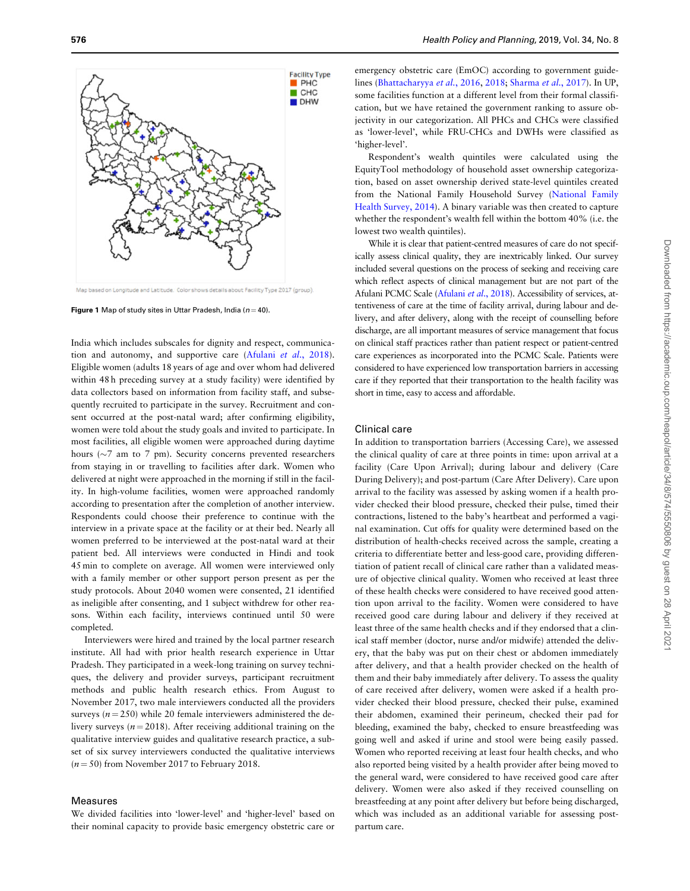Figure 1 Map of study sites in Uttar Pradesh, India ($n = 40$).

India which includes subscales for dignity and respect, communication and autonomy, and supportive care (Afulani *et al.*, 2018). Eligible women (adults 18 years of age and over whom had delivered within 48 h preceding survey at a study facility) were identified by data collectors based on information from facility staff, and subsequently recruited to participate in the survey. Recruitment and consent occurred at the post-natal ward; after confirming eligibility, women were told about the study goals and invited to participate. In most facilities, all eligible women were approached during daytime hours (~7 am to 7 pm). Security concerns prevented researchers from staying in or travelling to facilities after dark. Women who delivered at night were approached in the morning if still in the facility. In high-volume facilities, women were approached randomly according to presentation after the completion of another interview. Respondents could choose their preference to continue with the interview in a private space at the facility or at their bed. Nearly all women preferred to be interviewed at the post-natal ward at their patient bed. All interviews were conducted in Hindi and took 45 min to complete on average. All women were interviewed only with a family member or other support person present as per the study protocols. About 2040 women were consented, 21 identified as ineligible after consenting, and 1 subject withdrew for other reasons. Within each facility, interviews continued until 50 were completed.

Interviewers were hired and trained by the local partner research institute. All had with prior health research experience in Uttar Pradesh. They participated in a week-long training on survey techniques, the delivery and provider surveys, participant recruitment methods and public health research ethics. From August to November 2017, two male interviewers conducted all the providers surveys ($n = 250$) while 20 female interviewers administered the delivery surveys ($n = 2018$). After receiving additional training on the qualitative interview guides and qualitative research practice, a subset of six survey interviewers conducted the qualitative interviews ($n = 50$) from November 2017 to February 2018.

## Measures

We divided facilities into 'lower-level' and 'higher-level' based on their nominal capacity to provide basic emergency obstetric care or emergency obstetric care (EmOC) according to government guidelines (Bhattacharyya *et al.*, 2016, 2018; Sharma *et al.*, 2017). In UP, some facilities function at a different level from their formal classification, but we have retained the government ranking to assure objectivity in our categorization. All PHCs and CHCs were classified as 'lower-level', while FRU-CHCs and DWHs were classified as 'higher-level'.

Respondent's wealth quintiles were calculated using the EquityTool methodology of household asset ownership categorization, based on asset ownership derived state-level quintiles created from the National Family Household Survey (National Family Health Survey, 2014). A binary variable was then created to capture whether the respondent's wealth fell within the bottom 40% (i.e. the lowest two wealth quintiles).

While it is clear that patient-centred measures of care do not specifically assess clinical quality, they are inextricably linked. Our survey included several questions on the process of seeking and receiving care which reflect aspects of clinical management but are not part of the Afulani PCMC Scale (Afulani *et al.*, 2018). Accessibility of services, attentiveness of care at the time of facility arrival, during labour and delivery, and after delivery, along with the receipt of counselling before discharge, are all important measures of service management that focus on clinical staff practices rather than patient respect or patient-centred care experiences as incorporated into the PCMC Scale. Patients were considered to have experienced low transportation barriers in accessing care if they reported that their transportation to the health facility was short in time, easy to access and affordable.

## Clinical care

In addition to transportation barriers (Accessing Care), we assessed the clinical quality of care at three points in time: upon arrival at a facility (Care Upon Arrival); during labour and delivery (Care During Delivery); and post-partum (Care After Delivery). Care upon arrival to the facility was assessed by asking women if a health provider checked their blood pressure, checked their pulse, timed their contractions, listened to the baby's heartbeat and performed a vaginal examination. Cut offs for quality were determined based on the distribution of health-checks received across the sample, creating a criteria to differentiate better and less-good care, providing differentiation of patient recall of clinical care rather than a validated measure of objective clinical quality. Women who received at least three of these health checks were considered to have received good attention upon arrival to the facility. Women were considered to have received good care during labour and delivery if they received at least three of the same health checks and if they endorsed that a clinical staff member (doctor, nurse and/or midwife) attended the delivery, that the baby was put on their chest or abdomen immediately after delivery, and that a health provider checked on the health of them and their baby immediately after delivery. To assess the quality of care received after delivery, women were asked if a health provider checked their blood pressure, checked their pulse, examined their abdomen, examined their perineum, checked their pad for bleeding, examined the baby, checked to ensure breastfeeding was going well and asked if urine and stool were being easily passed. Women who reported receiving at least four health checks, and who also reported being visited by a health provider after being moved to the general ward, were considered to have received good care after delivery. Women were also asked if they received counselling on breastfeeding at any point after delivery but before being discharged, which was included as an additional variable for assessing post-partum care.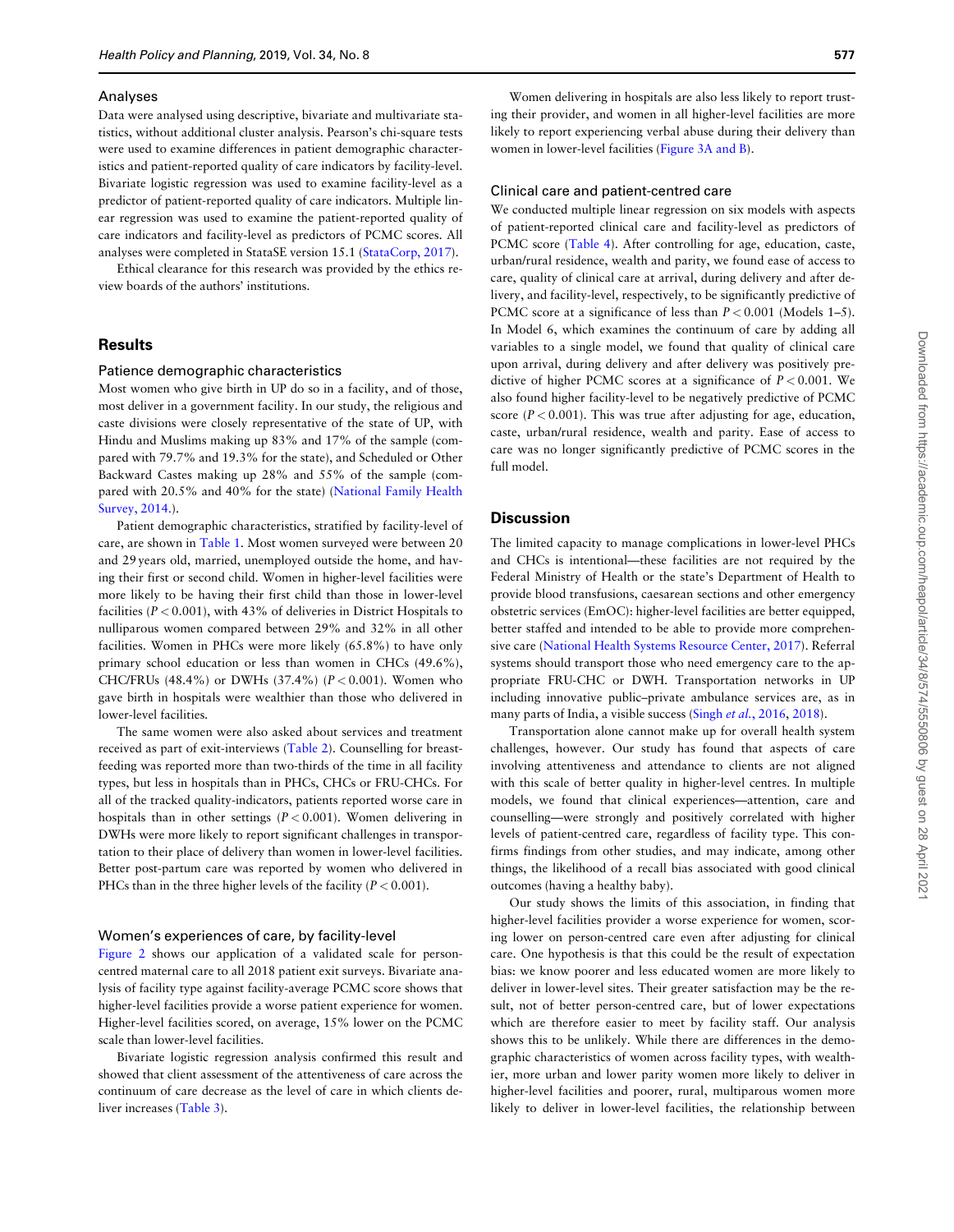### Analyses

Data were analysed using descriptive, bivariate and multivariate statistics, without additional cluster analysis. Pearson's chi-square tests were used to examine differences in patient demographic characteristics and patient-reported quality of care indicators by facility-level. Bivariate logistic regression was used to examine facility-level as a predictor of patient-reported quality of care indicators. Multiple linear regression was used to examine the patient-reported quality of care indicators and facility-level as predictors of PCMC scores. All analyses were completed in StataSE version 15.1 (StataCorp, 2017).

Ethical clearance for this research was provided by the ethics review boards of the authors' institutions.

## Results

### Patience demographic characteristics

Most women who give birth in UP do so in a facility, and of those, most deliver in a government facility. In our study, the religious and caste divisions were closely representative of the state of UP, with Hindu and Muslims making up 83% and 17% of the sample (compared with 79.7% and 19.3% for the state), and Scheduled or Other Backward Castes making up 28% and 55% of the sample (compared with 20.5% and 40% for the state) (National Family Health Survey, 2014.).

Patient demographic characteristics, stratified by facility-level of care, are shown in Table 1. Most women surveyed were between 20 and 29 years old, married, unemployed outside the home, and having their first or second child. Women in higher-level facilities were more likely to be having their first child than those in lower-level facilities ($P < 0.001$), with 43% of deliveries in District Hospitals to nulliparous women compared between 29% and 32% in all other facilities. Women in PHCs were more likely (65.8%) to have only primary school education or less than women in CHCs (49.6%), CHC/FRUs (48.4%) or DWHs (37.4%) ($P < 0.001$). Women who gave birth in hospitals were wealthier than those who delivered in lower-level facilities.

The same women were also asked about services and treatment received as part of exit-interviews (Table 2). Counselling for breastfeeding was reported more than two-thirds of the time in all facility types, but less in hospitals than in PHCs, CHCs or FRU-CHCs. For all of the tracked quality-indicators, patients reported worse care in hospitals than in other settings ($P < 0.001$). Women delivering in DWHs were more likely to report significant challenges in transportation to their place of delivery than women in lower-level facilities. Better post-partum care was reported by women who delivered in PHCs than in the three higher levels of the facility ($P < 0.001$).

### Women's experiences of care, by facility-level

Figure 2 shows our application of a validated scale for person-centred maternal care to all 2018 patient exit surveys. Bivariate analysis of facility type against facility-average PCMC score shows that higher-level facilities provide a worse patient experience for women. Higher-level facilities scored, on average, 15% lower on the PCMC scale than lower-level facilities.

Bivariate logistic regression analysis confirmed this result and showed that client assessment of the attentiveness of care across the continuum of care decrease as the level of care in which clients deliver increases (Table 3).

Women delivering in hospitals are also less likely to report trusting their provider, and women in all higher-level facilities are more likely to report experiencing verbal abuse during their delivery than women in lower-level facilities (Figure 3A and B).

### Clinical care and patient-centred care

We conducted multiple linear regression on six models with aspects of patient-reported clinical care and facility-level as predictors of PCMC score (Table 4). After controlling for age, education, caste, urban/rural residence, wealth and parity, we found ease of access to care, quality of clinical care at arrival, during delivery and after delivery, and facility-level, respectively, to be significantly predictive of PCMC score at a significance of less than $P < 0.001$ (Models 1–5). In Model 6, which examines the continuum of care by adding all variables to a single model, we found that quality of clinical care upon arrival, during delivery and after delivery was positively predictive of higher PCMC scores at a significance of $P < 0.001$. We also found higher facility-level to be negatively predictive of PCMC score ($P < 0.001$). This was true after adjusting for age, education, caste, urban/rural residence, wealth and parity. Ease of access to care was no longer significantly predictive of PCMC scores in the full model.

## Discussion

The limited capacity to manage complications in lower-level PHCs and CHCs is intentional—these facilities are not required by the Federal Ministry of Health or the state's Department of Health to provide blood transfusions, caesarean sections and other emergency obstetric services (EmOC): higher-level facilities are better equipped, better staffed and intended to be able to provide more comprehensive care (National Health Systems Resource Center, 2017). Referral systems should transport those who need emergency care to the appropriate FRU-CHC or DWH. Transportation networks in UP including innovative public–private ambulance services are, as in many parts of India, a visible success (Singh *et al.*, 2016, 2018).

Transportation alone cannot make up for overall health system challenges, however. Our study has found that aspects of care involving attentiveness and attendance to clients are not aligned with this scale of better quality in higher-level centres. In multiple models, we found that clinical experiences—attention, care and counselling—were strongly and positively correlated with higher levels of patient-centred care, regardless of facility type. This confirms findings from other studies, and may indicate, among other things, the likelihood of a recall bias associated with good clinical outcomes (having a healthy baby).

Our study shows the limits of this association, in finding that higher-level facilities provider a worse experience for women, scoring lower on person-centred care even after adjusting for clinical care. One hypothesis is that this could be the result of expectation bias: we know poorer and less educated women are more likely to deliver in lower-level sites. Their greater satisfaction may be the result, not of better person-centred care, but of lower expectations which are therefore easier to meet by facility staff. Our analysis shows this to be unlikely. While there are differences in the demographic characteristics of women across facility types, with wealthier, more urban and lower parity women more likely to deliver in higher-level facilities and poorer, rural, multiparous women more likely to deliver in lower-level facilities, the relationship between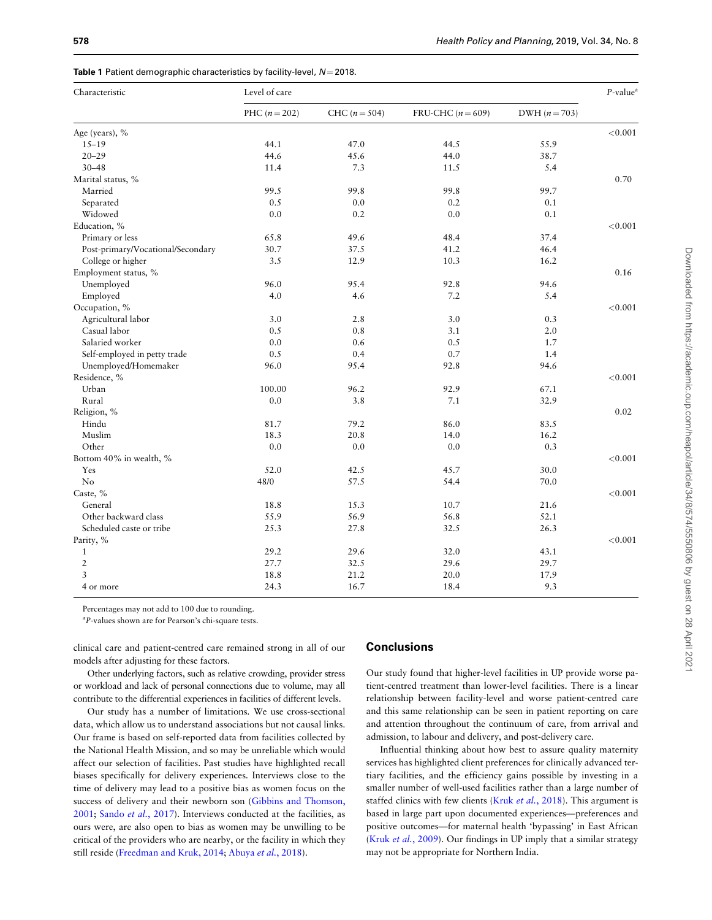**Table 1** Patient demographic characteristics by facility-level, $N = 2018$.

| Characteristic | Level of care | | | | P-value[a] |
|---|---|---|---|---|---|
| | PHC ($n = 202$) | CHC ($n = 504$) | FRU-CHC ($n = 609$) | DWH ($n = 703$) | |
| Age (years), % | | | | | <0.001 |
| 15–19 | 44.1 | 47.0 | 44.5 | 55.9 | |
| 20–29 | 44.6 | 45.6 | 44.0 | 38.7 | |
| 30–48 | 11.4 | 7.3 | 11.5 | 5.4 | |
| Marital status, % | | | | | 0.70 |
| Married | 99.5 | 99.8 | 99.8 | 99.7 | |
| Separated | 0.5 | 0.0 | 0.2 | 0.1 | |
| Widowed | 0.0 | 0.2 | 0.0 | 0.1 | |
| Education, % | | | | | <0.001 |
| Primary or less | 65.8 | 49.6 | 48.4 | 37.4 | |
| Post-primary/Vocational/Secondary | 30.7 | 37.5 | 41.2 | 46.4 | |
| College or higher | 3.5 | 12.9 | 10.3 | 16.2 | |
| Employment status, % | | | | | 0.16 |
| Unemployed | 96.0 | 95.4 | 92.8 | 94.6 | |
| Employed | 4.0 | 4.6 | 7.2 | 5.4 | |
| Occupation, % | | | | | <0.001 |
| Agricultural labor | 3.0 | 2.8 | 3.0 | 0.3 | |
| Casual labor | 0.5 | 0.8 | 3.1 | 2.0 | |
| Salaried worker | 0.0 | 0.6 | 0.5 | 1.7 | |
| Self-employed in petty trade | 0.5 | 0.4 | 0.7 | 1.4 | |
| Unemployed/Homemaker | 96.0 | 95.4 | 92.8 | 94.6 | |
| Residence, % | | | | | <0.001 |
| Urban | 100.00 | 96.2 | 92.9 | 67.1 | |
| Rural | 0.0 | 3.8 | 7.1 | 32.9 | |
| Religion, % | | | | | 0.02 |
| Hindu | 81.7 | 79.2 | 86.0 | 83.5 | |
| Muslim | 18.3 | 20.8 | 14.0 | 16.2 | |
| Other | 0.0 | 0.0 | 0.0 | 0.3 | |
| Bottom 40% in wealth, % | | | | | <0.001 |
| Yes | 52.0 | 42.5 | 45.7 | 30.0 | |
| No | 48/0 | 57.5 | 54.4 | 70.0 | |
| Caste, % | | | | | <0.001 |
| General | 18.8 | 15.3 | 10.7 | 21.6 | |
| Other backward class | 55.9 | 56.9 | 56.8 | 52.1 | |
| Scheduled caste or tribe | 25.3 | 27.8 | 32.5 | 26.3 | |
| Parity, % | | | | | <0.001 |
| 1 | 29.2 | 29.6 | 32.0 | 43.1 | |
| 2 | 27.7 | 32.5 | 29.6 | 29.7 | |
| 3 | 18.8 | 21.2 | 20.0 | 17.9 | |
| 4 or more | 24.3 | 16.7 | 18.4 | 9.3 | |

Percentages may not add to 100 due to rounding.

[a]*P*-values shown are for Pearson's chi-square tests.

clinical care and patient-centred care remained strong in all of our models after adjusting for these factors.

Other underlying factors, such as relative crowding, provider stress or workload and lack of personal connections due to volume, may all contribute to the differential experiences in facilities of different levels.

Our study has a number of limitations. We use cross-sectional data, which allow us to understand associations but not causal links. Our frame is based on self-reported data from facilities collected by the National Health Mission, and so may be unreliable which would affect our selection of facilities. Past studies have highlighted recall biases specifically for delivery experiences. Interviews close to the time of delivery may lead to a positive bias as women focus on the success of delivery and their newborn son (Gibbins and Thomson, 2001; Sando *et al.*, 2017). Interviews conducted at the facilities, as ours were, are also open to bias as women may be unwilling to be critical of the providers who are nearby, or the facility in which they still reside (Freedman and Kruk, 2014; Abuya *et al.*, 2018).

## Conclusions

Our study found that higher-level facilities in UP provide worse patient-centred treatment than lower-level facilities. There is a linear relationship between facility-level and worse patient-centred care and this same relationship can be seen in patient reporting on care and attention throughout the continuum of care, from arrival and admission, to labour and delivery, and post-delivery care.

Influential thinking about how best to assure quality maternity services has highlighted client preferences for clinically advanced tertiary facilities, and the efficiency gains possible by investing in a smaller number of well-used facilities rather than a large number of staffed clinics with few clients (Kruk *et al.*, 2018). This argument is based in large part upon documented experiences—preferences and positive outcomes—for maternal health 'bypassing' in East African (Kruk *et al.*, 2009). Our findings in UP imply that a similar strategy may not be appropriate for Northern India.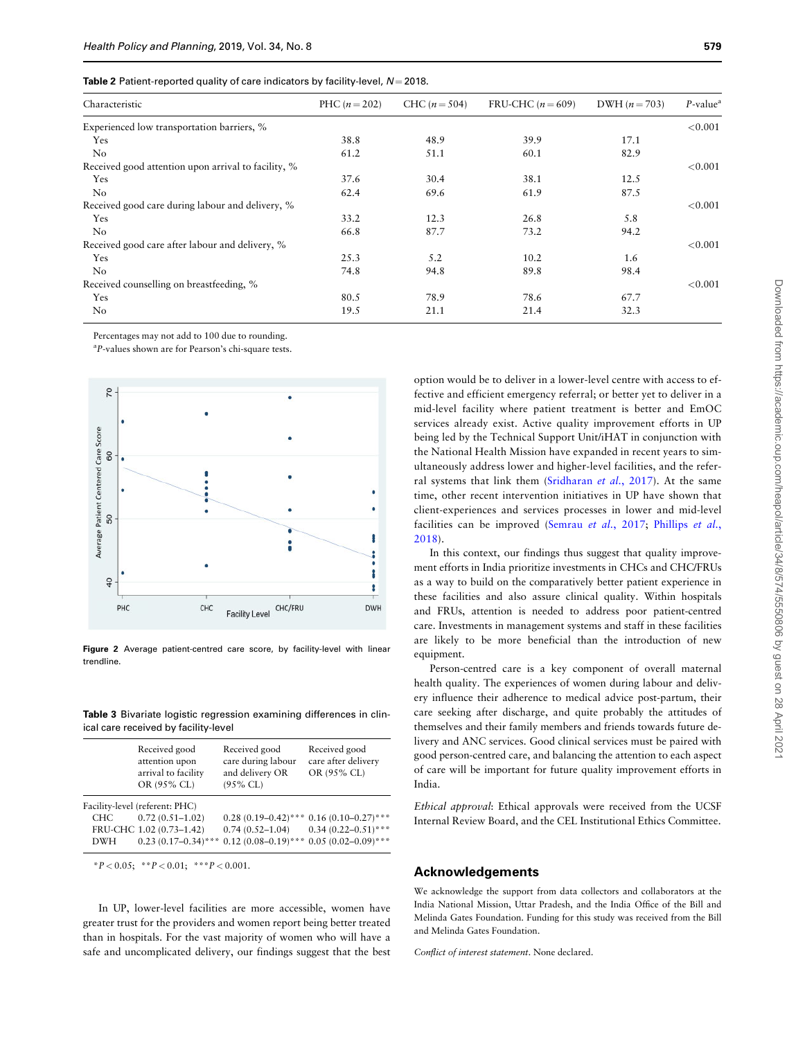**Table 2** Patient-reported quality of care indicators by facility-level, $N = 2018$.

| Characteristic | PHC ($n = 202$) | CHC ($n = 504$) | FRU-CHC ($n = 609$) | DWH ($n = 703$) | $P$-value[a] |
|---|---|---|---|---|---|
| Experienced low transportation barriers, % | | | | | <0.001 |
| Yes | 38.8 | 48.9 | 39.9 | 17.1 | |
| No | 61.2 | 51.1 | 60.1 | 82.9 | |
| Received good attention upon arrival to facility, % | | | | | <0.001 |
| Yes | 37.6 | 30.4 | 38.1 | 12.5 | |
| No | 62.4 | 69.6 | 61.9 | 87.5 | |
| Received good care during labour and delivery, % | | | | | <0.001 |
| Yes | 33.2 | 12.3 | 26.8 | 5.8 | |
| No | 66.8 | 87.7 | 73.2 | 94.2 | |
| Received good care after labour and delivery, % | | | | | <0.001 |
| Yes | 25.3 | 5.2 | 10.2 | 1.6 | |
| No | 74.8 | 94.8 | 89.8 | 98.4 | |
| Received counselling on breastfeeding, % | | | | | <0.001 |
| Yes | 80.5 | 78.9 | 78.6 | 67.7 | |
| No | 19.5 | 21.1 | 21.4 | 32.3 | |

Percentages may not add to 100 due to rounding.

[a]$P$-values shown are for Pearson's chi-square tests.

**Figure 2** Average patient-centred care score, by facility-level with linear trendline.

**Table 3** Bivariate logistic regression examining differences in clinical care received by facility-level

| | Received good attention upon arrival to facility OR (95% CL) | Received good care during labour and delivery OR (95% CL) | Received good care after delivery OR (95% CL) |
|---|---|---|---|
| Facility-level (referent: PHC) | | | |
| CHC | 0.72 (0.51–1.02) | 0.28 (0.19–0.42)*** | 0.16 (0.10–0.27)*** |
| FRU-CHC | 1.02 (0.73–1.42) | 0.74 (0.52–1.04) | 0.34 (0.22–0.51)*** |
| DWH | 0.23 (0.17–0.34)*** | 0.12 (0.08–0.19)*** | 0.05 (0.02–0.09)*** |

*$P < 0.05$; **$P < 0.01$; ***$P < 0.001$.

In UP, lower-level facilities are more accessible, women have greater trust for the providers and women report being better treated than in hospitals. For the vast majority of women who will have a safe and uncomplicated delivery, our findings suggest that the best option would be to deliver in a lower-level centre with access to effective and efficient emergency referral; or better yet to deliver in a mid-level facility where patient treatment is better and EmOC services already exist. Active quality improvement efforts in UP being led by the Technical Support Unit/iHAT in conjunction with the National Health Mission have expanded in recent years to simultaneously address lower and higher-level facilities, and the referral systems that link them (Sridharan *et al.*, 2017). At the same time, other recent intervention initiatives in UP have shown that client-experiences and services processes in lower and mid-level facilities can be improved (Semrau *et al.*, 2017; Phillips *et al.*, 2018).

In this context, our findings thus suggest that quality improvement efforts in India prioritize investments in CHCs and CHC/FRUs as a way to build on the comparatively better patient experience in these facilities and also assure clinical quality. Within hospitals and FRUs, attention is needed to address poor patient-centred care. Investments in management systems and staff in these facilities are likely to be more beneficial than the introduction of new equipment.

Person-centred care is a key component of overall maternal health quality. The experiences of women during labour and delivery influence their adherence to medical advice post-partum, their care seeking after discharge, and quite probably the attitudes of themselves and their family members and friends towards future delivery and ANC services. Good clinical services must be paired with good person-centred care, and balancing the attention to each aspect of care will be important for future quality improvement efforts in India.

*Ethical approval*: Ethical approvals were received from the UCSF Internal Review Board, and the CEL Institutional Ethics Committee.

## Acknowledgements

We acknowledge the support from data collectors and collaborators at the India National Mission, Uttar Pradesh, and the India Office of the Bill and Melinda Gates Foundation. Funding for this study was received from the Bill and Melinda Gates Foundation.

*Conflict of interest statement*. None declared.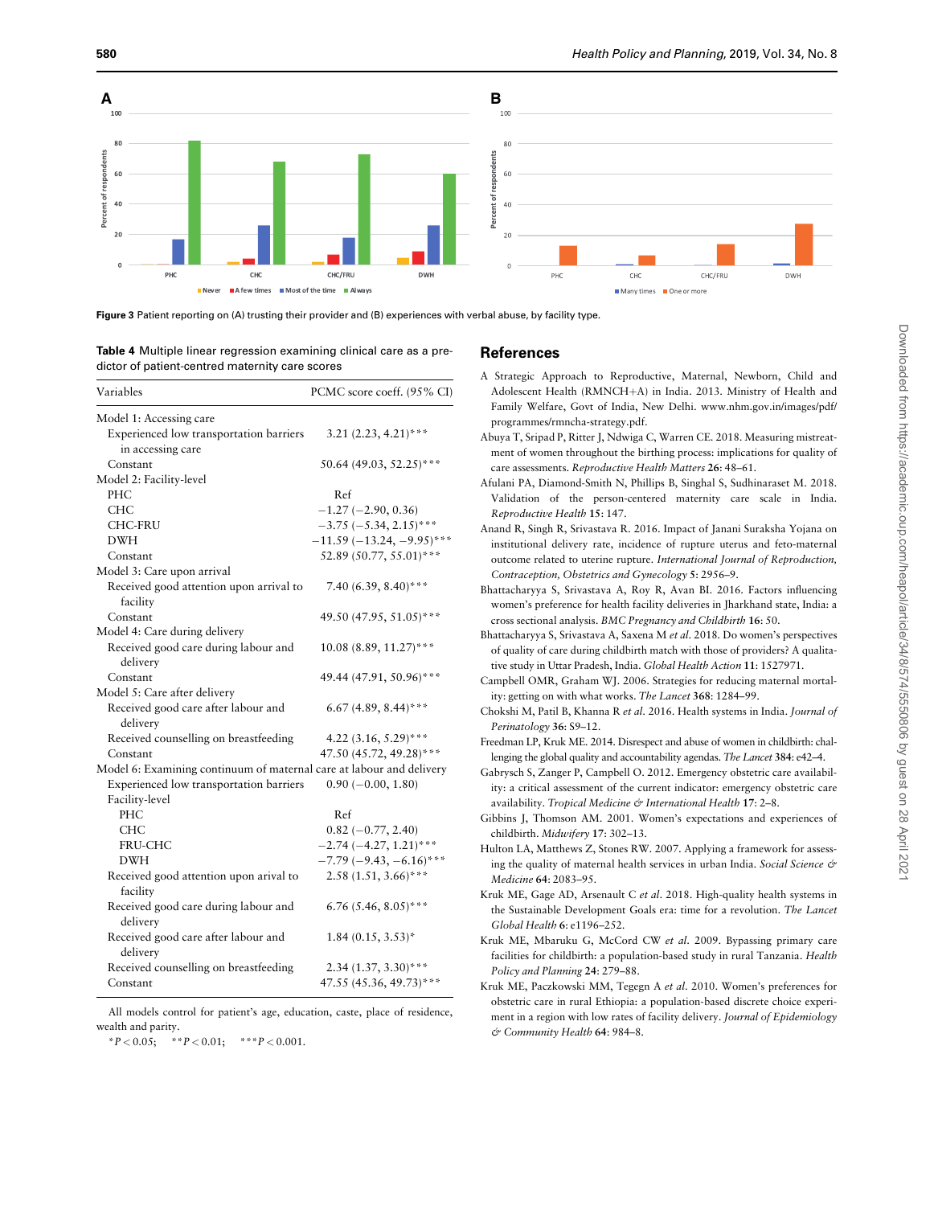**Figure 3** Patient reporting on (A) trusting their provider and (B) experiences with verbal abuse, by facility type.

**Table 4** Multiple linear regression examining clinical care as a predictor of patient-centred maternity care scores

| Variables | PCMC score coeff. (95% CI) |
|---|---|
| Model 1: Accessing care | |
| Experienced low transportation barriers in accessing care | 3.21 (2.23, 4.21)*** |
| Constant | 50.64 (49.03, 52.25)*** |
| Model 2: Facility-level | |
| PHC | Ref |
| CHC | −1.27 (−2.90, 0.36) |
| CHC-FRU | −3.75 (−5.34, 2.15)*** |
| DWH | −11.59 (−13.24, −9.95)*** |
| Constant | 52.89 (50.77, 55.01)*** |
| Model 3: Care upon arrival | |
| Received good attention upon arrival to facility | 7.40 (6.39, 8.40)*** |
| Constant | 49.50 (47.95, 51.05)*** |
| Model 4: Care during delivery | |
| Received good care during labour and delivery | 10.08 (8.89, 11.27)*** |
| Constant | 49.44 (47.91, 50.96)*** |
| Model 5: Care after delivery | |
| Received good care after labour and delivery | 6.67 (4.89, 8.44)*** |
| Received counselling on breastfeeding | 4.22 (3.16, 5.29)*** |
| Constant | 47.50 (45.72, 49.28)*** |
| Model 6: Examining continuum of maternal care at labour and delivery | |
| Experienced low transportation barriers | 0.90 (−0.00, 1.80) |
| Facility-level | |
| PHC | Ref |
| CHC | 0.82 (−0.77, 2.40) |
| FRU-CHC | −2.74 (−4.27, 1.21)*** |
| DWH | −7.79 (−9.43, −6.16)*** |
| Received good attention upon arival to facility | 2.58 (1.51, 3.66)*** |
| Received good care during labour and delivery | 6.76 (5.46, 8.05)*** |
| Received good care after labour and delivery | 1.84 (0.15, 3.53)* |
| Received counselling on breastfeeding | 2.34 (1.37, 3.30)*** |
| Constant | 47.55 (45.36, 49.73)*** |

All models control for patient's age, education, caste, place of residence, wealth and parity.

*$P < 0.05$; **$P < 0.01$; ***$P < 0.001$.

## References

A Strategic Approach to Reproductive, Maternal, Newborn, Child and Adolescent Health (RMNCH+A) in India. 2013. Ministry of Health and Family Welfare, Govt of India, New Delhi. www.nhm.gov.in/images/pdf/programmes/rmncha-strategy.pdf.

Abuya T, Sripad P, Ritter J, Ndwiga C, Warren CE. 2018. Measuring mistreatment of women throughout the birthing process: implications for quality of care assessments. *Reproductive Health Matters* **26**: 48–61.

Afulani PA, Diamond-Smith N, Phillips B, Singhal S, Sudhinaraset M. 2018. Validation of the person-centered maternity care scale in India. *Reproductive Health* **15**: 147.

Anand R, Singh R, Srivastava R. 2016. Impact of Janani Suraksha Yojana on institutional delivery rate, incidence of rupture uterus and feto-maternal outcome related to uterine rupture. *International Journal of Reproduction, Contraception, Obstetrics and Gynecology* **5**: 2956–9.

Bhattacharyya S, Srivastava A, Roy R, Avan BI. 2016. Factors influencing women's preference for health facility deliveries in Jharkhand state, India: a cross sectional analysis. *BMC Pregnancy and Childbirth* **16**: 50.

Bhattacharyya S, Srivastava A, Saxena M *et al.* 2018. Do women's perspectives of quality of care during childbirth match with those of providers? A qualitative study in Uttar Pradesh, India. *Global Health Action* **11**: 1527971.

Campbell OMR, Graham WJ. 2006. Strategies for reducing maternal mortality: getting on with what works. *The Lancet* **368**: 1284–99.

Chokshi M, Patil B, Khanna R *et al.* 2016. Health systems in India. *Journal of Perinatology* **36**: S9–12.

Freedman LP, Kruk ME. 2014. Disrespect and abuse of women in childbirth: challenging the global quality and accountability agendas. *The Lancet* **384**: e42–4.

Gabrysch S, Zanger P, Campbell O. 2012. Emergency obstetric care availability: a critical assessment of the current indicator: emergency obstetric care availability. *Tropical Medicine & International Health* **17**: 2–8.

Gibbins J, Thomson AM. 2001. Women's expectations and experiences of childbirth. *Midwifery* **17**: 302–13.

Hulton LA, Matthews Z, Stones RW. 2007. Applying a framework for assessing the quality of maternal health services in urban India. *Social Science & Medicine* **64**: 2083–95.

Kruk ME, Gage AD, Arsenault C *et al.* 2018. High-quality health systems in the Sustainable Development Goals era: time for a revolution. *The Lancet Global Health* **6**: e1196–252.

Kruk ME, Mbaruku G, McCord CW *et al.* 2009. Bypassing primary care facilities for childbirth: a population-based study in rural Tanzania. *Health Policy and Planning* **24**: 279–88.

Kruk ME, Paczkowski MM, Tegegn A *et al.* 2010. Women's preferences for obstetric care in rural Ethiopia: a population-based discrete choice experiment in a region with low rates of facility delivery. *Journal of Epidemiology & Community Health* **64**: 984–8.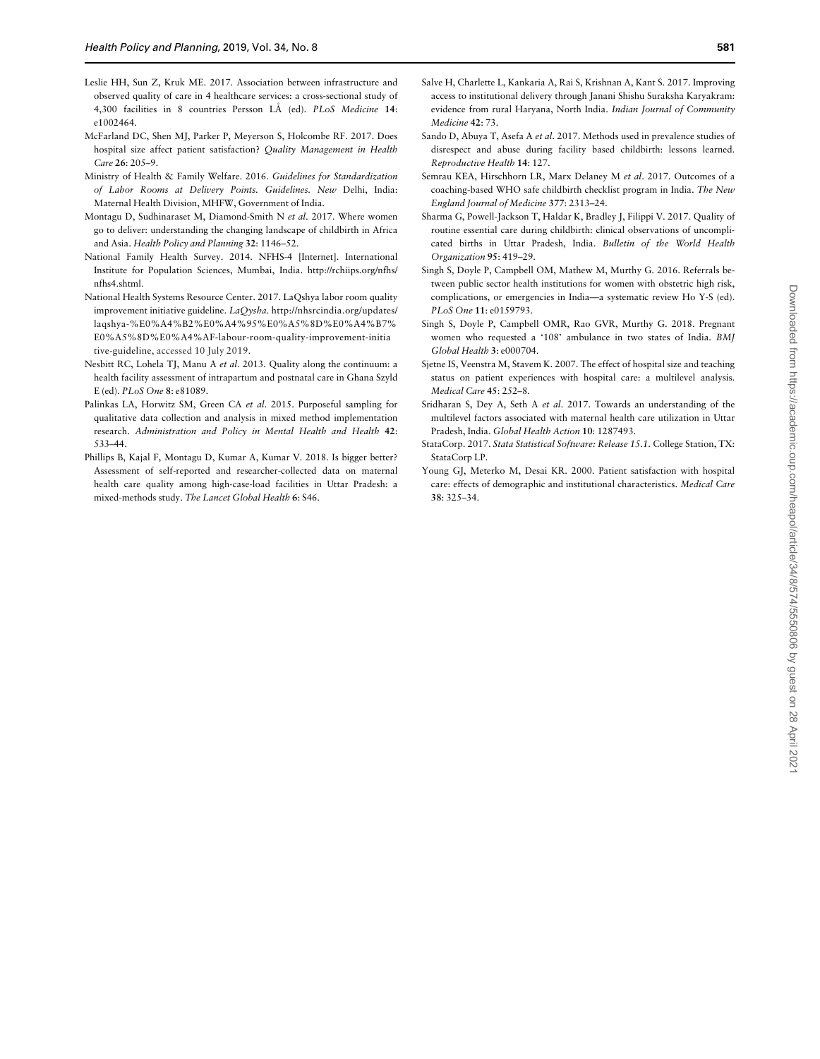Leslie HH, Sun Z, Kruk ME. 2017. Association between infrastructure and observed quality of care in 4 healthcare services: a cross-sectional study of 4,300 facilities in 8 countries Persson LÅ (ed). *PLoS Medicine* **14**: e1002464.

McFarland DC, Shen MJ, Parker P, Meyerson S, Holcombe RF. 2017. Does hospital size affect patient satisfaction? *Quality Management in Health Care* **26**: 205–9.

Ministry of Health & Family Welfare. 2016. *Guidelines for Standardization of Labor Rooms at Delivery Points. Guidelines. New* Delhi, India: Maternal Health Division, MHFW, Government of India.

Montagu D, Sudhinaraset M, Diamond-Smith N *et al*. 2017. Where women go to deliver: understanding the changing landscape of childbirth in Africa and Asia. *Health Policy and Planning* **32**: 1146–52.

National Family Health Survey. 2014. NFHS-4 [Internet]. International Institute for Population Sciences, Mumbai, India. http://rchiips.org/nfhs/nfhs4.shtml.

National Health Systems Resource Center. 2017. LaQshya labor room quality improvement initiative guideline. *LaQysha*. http://nhsrcindia.org/updates/laqshya-%E0%A4%B2%E0%A4%95%E0%A5%8D%E0%A4%B7%E0%A5%8D%E0%A4%AF-labour-room-quality-improvement-initiative-guideline, accessed 10 July 2019.

Nesbitt RC, Lohela TJ, Manu A *et al*. 2013. Quality along the continuum: a health facility assessment of intrapartum and postnatal care in Ghana Szyld E (ed). *PLoS One* **8**: e81089.

Palinkas LA, Horwitz SM, Green CA *et al*. 2015. Purposeful sampling for qualitative data collection and analysis in mixed method implementation research. *Administration and Policy in Mental Health and Health* **42**: 533–44.

Phillips B, Kajal F, Montagu D, Kumar A, Kumar V. 2018. Is bigger better? Assessment of self-reported and researcher-collected data on maternal health care quality among high-case-load facilities in Uttar Pradesh: a mixed-methods study. *The Lancet Global Health* **6**: S46.

Salve H, Charlette L, Kankaria A, Rai S, Krishnan A, Kant S. 2017. Improving access to institutional delivery through Janani Shishu Suraksha Karyakram: evidence from rural Haryana, North India. *Indian Journal of Community Medicine* **42**: 73.

Sando D, Abuya T, Asefa A *et al*. 2017. Methods used in prevalence studies of disrespect and abuse during facility based childbirth: lessons learned. *Reproductive Health* **14**: 127.

Semrau KEA, Hirschhorn LR, Marx Delaney M *et al*. 2017. Outcomes of a coaching-based WHO safe childbirth checklist program in India. *The New England Journal of Medicine* **377**: 2313–24.

Sharma G, Powell-Jackson T, Haldar K, Bradley J, Filippi V. 2017. Quality of routine essential care during childbirth: clinical observations of uncomplicated births in Uttar Pradesh, India. *Bulletin of the World Health Organization* **95**: 419–29.

Singh S, Doyle P, Campbell OM, Mathew M, Murthy G. 2016. Referrals between public sector health institutions for women with obstetric high risk, complications, or emergencies in India—a systematic review Ho Y-S (ed). *PLoS One* **11**: e0159793.

Singh S, Doyle P, Campbell OMR, Rao GVR, Murthy G. 2018. Pregnant women who requested a '108' ambulance in two states of India. *BMJ Global Health* **3**: e000704.

Sjetne IS, Veenstra M, Stavem K. 2007. The effect of hospital size and teaching status on patient experiences with hospital care: a multilevel analysis. *Medical Care* **45**: 252–8.

Sridharan S, Dey A, Seth A *et al*. 2017. Towards an understanding of the multilevel factors associated with maternal health care utilization in Uttar Pradesh, India. *Global Health Action* **10**: 1287493.

StataCorp. 2017. *Stata Statistical Software: Release 15.1*. College Station, TX: StataCorp LP.

Young GJ, Meterko M, Desai KR. 2000. Patient satisfaction with hospital care: effects of demographic and institutional characteristics. *Medical Care* **38**: 325–34.